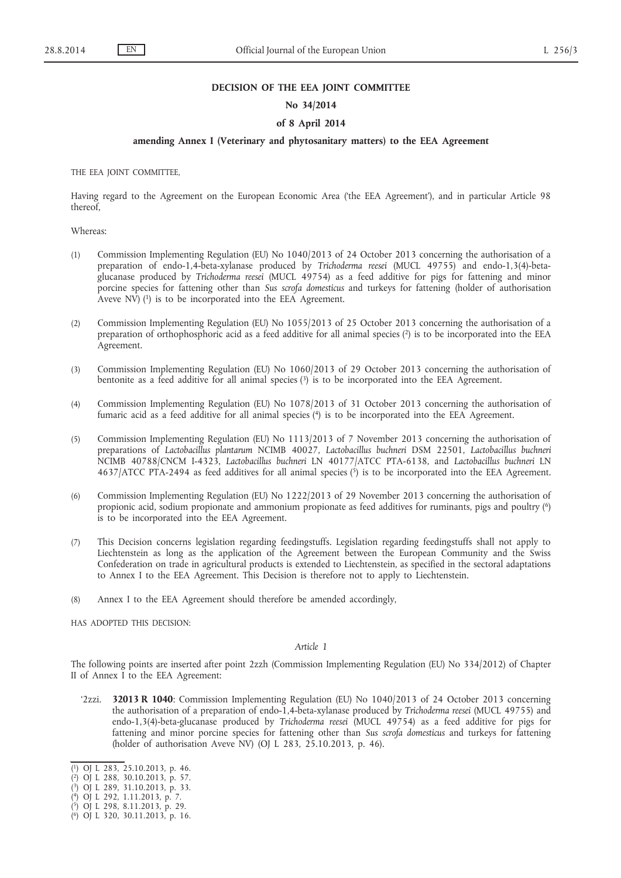**DECISION OF THE EEA JOINT COMMITTEE**

**No 34/2014**

**of 8 April 2014**

**amending Annex I (Veterinary and phytosanitary matters) to the EEA Agreement**

THE EEA JOINT COMMITTEE,

Having regard to the Agreement on the European Economic Area ('the EEA Agreement'), and in particular Article 98 thereof,

Whereas:

(1) Commission Implementing Regulation (EU) No 1040/2013 of 24 October 2013 concerning the authorisation of a preparation of endo-1,4-beta-xylanase produced by *Trichoderma reesei* (MUCL 49755) and endo-1,3(4)-beta-glucanase produced by *Trichoderma reesei* (MUCL 49754) as a feed additive for pigs for fattening and minor porcine species for fattening other than *Sus scrofa domesticus* and turkeys for fattening (holder of authorisation Aveve NV) [1] is to be incorporated into the EEA Agreement.

(2) Commission Implementing Regulation (EU) No 1055/2013 of 25 October 2013 concerning the authorisation of a preparation of orthophosphoric acid as a feed additive for all animal species [2] is to be incorporated into the EEA Agreement.

(3) Commission Implementing Regulation (EU) No 1060/2013 of 29 October 2013 concerning the authorisation of bentonite as a feed additive for all animal species [3] is to be incorporated into the EEA Agreement.

(4) Commission Implementing Regulation (EU) No 1078/2013 of 31 October 2013 concerning the authorisation of fumaric acid as a feed additive for all animal species [4] is to be incorporated into the EEA Agreement.

(5) Commission Implementing Regulation (EU) No 1113/2013 of 7 November 2013 concerning the authorisation of preparations of *Lactobacillus plantarum* NCIMB 40027, *Lactobacillus buchneri* DSM 22501, *Lactobacillus buchneri* NCIMB 40788/CNCM I-4323, *Lactobacillus buchneri* LN 40177/ATCC PTA-6138, and *Lactobacillus buchneri* LN 4637/ATCC PTA-2494 as feed additives for all animal species [5] is to be incorporated into the EEA Agreement.

(6) Commission Implementing Regulation (EU) No 1222/2013 of 29 November 2013 concerning the authorisation of propionic acid, sodium propionate and ammonium propionate as feed additives for ruminants, pigs and poultry [6] is to be incorporated into the EEA Agreement.

(7) This Decision concerns legislation regarding feedingstuffs. Legislation regarding feedingstuffs shall not apply to Liechtenstein as long as the application of the Agreement between the European Community and the Swiss Confederation on trade in agricultural products is extended to Liechtenstein, as specified in the sectoral adaptations to Annex I to the EEA Agreement. This Decision is therefore not to apply to Liechtenstein.

(8) Annex I to the EEA Agreement should therefore be amended accordingly,

HAS ADOPTED THIS DECISION:

*Article 1*

The following points are inserted after point 2zzh (Commission Implementing Regulation (EU) No 334/2012) of Chapter II of Annex I to the EEA Agreement:

'2zzi. **32013 R 1040**: Commission Implementing Regulation (EU) No 1040/2013 of 24 October 2013 concerning the authorisation of a preparation of endo-1,4-beta-xylanase produced by *Trichoderma reesei* (MUCL 49755) and endo-1,3(4)-beta-glucanase produced by *Trichoderma reesei* (MUCL 49754) as a feed additive for pigs for fattening and minor porcine species for fattening other than *Sus scrofa domesticus* and turkeys for fattening (holder of authorisation Aveve NV) (OJ L 283, 25.10.2013, p. 46).

---

[1] OJ L 283, 25.10.2013, p. 46.

[2] OJ L 288, 30.10.2013, p. 57.

[3] OJ L 289, 31.10.2013, p. 33.

[4] OJ L 292, 1.11.2013, p. 7.

[5] OJ L 298, 8.11.2013, p. 29.

[6] OJ L 320, 30.11.2013, p. 16.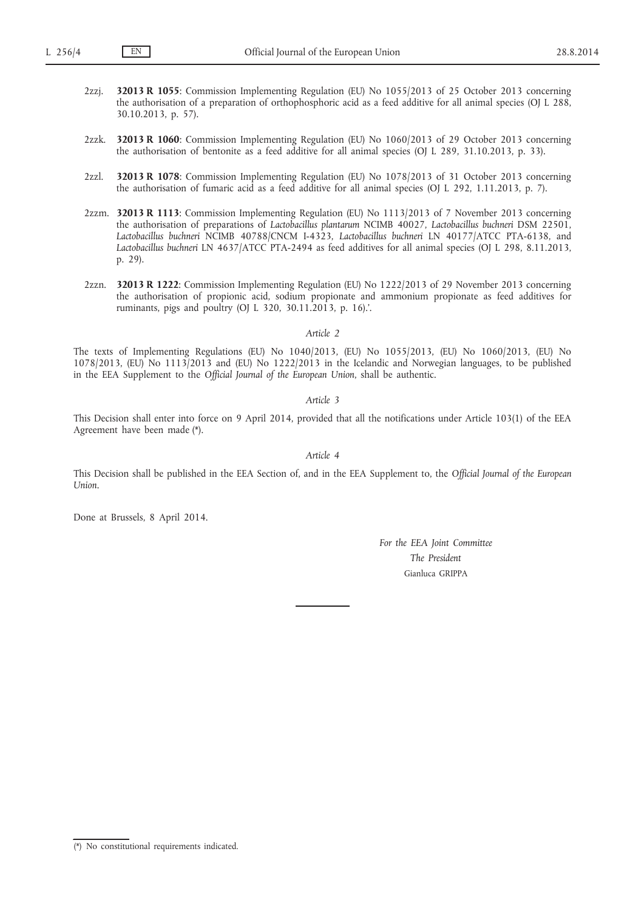2zzj. **32013 R 1055**: Commission Implementing Regulation (EU) No 1055/2013 of 25 October 2013 concerning the authorisation of a preparation of orthophosphoric acid as a feed additive for all animal species (OJ L 288, 30.10.2013, p. 57).

2zzk. **32013 R 1060**: Commission Implementing Regulation (EU) No 1060/2013 of 29 October 2013 concerning the authorisation of bentonite as a feed additive for all animal species (OJ L 289, 31.10.2013, p. 33).

2zzl. **32013 R 1078**: Commission Implementing Regulation (EU) No 1078/2013 of 31 October 2013 concerning the authorisation of fumaric acid as a feed additive for all animal species (OJ L 292, 1.11.2013, p. 7).

2zzm. **32013 R 1113**: Commission Implementing Regulation (EU) No 1113/2013 of 7 November 2013 concerning the authorisation of preparations of *Lactobacillus plantarum* NCIMB 40027, *Lactobacillus buchneri* DSM 22501, *Lactobacillus buchneri* NCIMB 40788/CNCM I-4323, *Lactobacillus buchneri* LN 40177/ATCC PTA-6138, and *Lactobacillus buchneri* LN 4637/ATCC PTA-2494 as feed additives for all animal species (OJ L 298, 8.11.2013, p. 29).

2zzn. **32013 R 1222**: Commission Implementing Regulation (EU) No 1222/2013 of 29 November 2013 concerning the authorisation of propionic acid, sodium propionate and ammonium propionate as feed additives for ruminants, pigs and poultry (OJ L 320, 30.11.2013, p. 16).'.

*Article 2*

The texts of Implementing Regulations (EU) No 1040/2013, (EU) No 1055/2013, (EU) No 1060/2013, (EU) No 1078/2013, (EU) No 1113/2013 and (EU) No 1222/2013 in the Icelandic and Norwegian languages, to be published in the EEA Supplement to the *Official Journal of the European Union*, shall be authentic.

*Article 3*

This Decision shall enter into force on 9 April 2014, provided that all the notifications under Article 103(1) of the EEA Agreement have been made (*).

*Article 4*

This Decision shall be published in the EEA Section of, and in the EEA Supplement to, the *Official Journal of the European Union*.

Done at Brussels, 8 April 2014.

*For the EEA Joint Committee*

*The President*

Gianluca GRIPPA

---

(*) No constitutional requirements indicated.